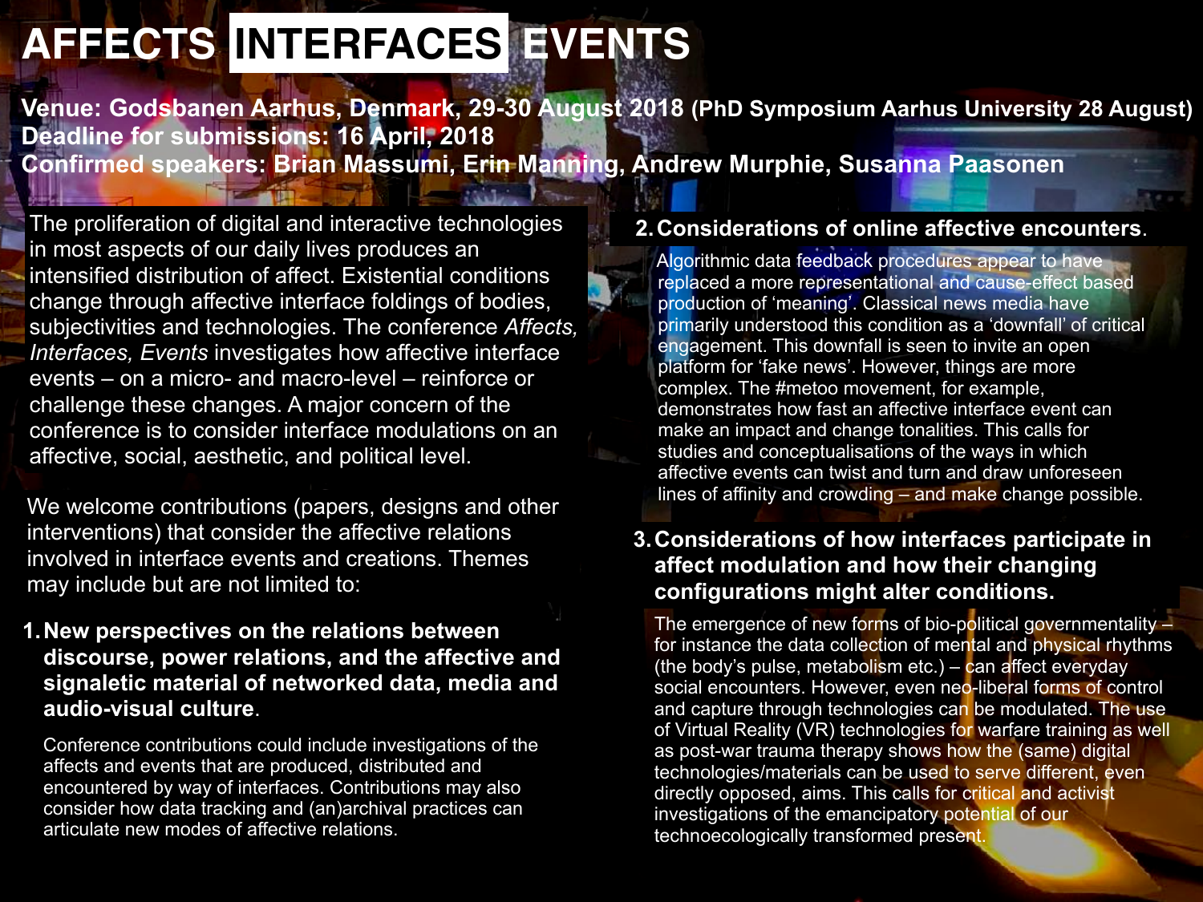# AFFECTS INTERFACES EVENTS

**Venue: Godsbanen Aarhus, Denmark, 29-30 August 2018 (PhD Symposium Aarhus University 28 August)**
**Deadline for submissions: 16 April, 2018**
**Confirmed speakers: Brian Massumi, Erin Manning, Andrew Murphie, Susanna Paasonen**

The proliferation of digital and interactive technologies in most aspects of our daily lives produces an intensified distribution of affect. Existential conditions change through affective interface foldings of bodies, subjectivities and technologies. The conference *Affects, Interfaces, Events* investigates how affective interface events – on a micro- and macro-level – reinforce or challenge these changes. A major concern of the conference is to consider interface modulations on an affective, social, aesthetic, and political level.

We welcome contributions (papers, designs and other interventions) that consider the affective relations involved in interface events and creations. Themes may include but are not limited to:

1. **New perspectives on the relations between discourse, power relations, and the affective and signaletic material of networked data, media and audio-visual culture**.

   Conference contributions could include investigations of the affects and events that are produced, distributed and encountered by way of interfaces. Contributions may also consider how data tracking and (an)archival practices can articulate new modes of affective relations.

2. **Considerations of online affective encounters**.

   Algorithmic data feedback procedures appear to have replaced a more representational and cause-effect based production of 'meaning'. Classical news media have primarily understood this condition as a 'downfall' of critical engagement. This downfall is seen to invite an open platform for 'fake news'. However, things are more complex. The #metoo movement, for example, demonstrates how fast an affective interface event can make an impact and change tonalities. This calls for studies and conceptualisations of the ways in which affective events can twist and turn and draw unforeseen lines of affinity and crowding – and make change possible.

3. **Considerations of how interfaces participate in affect modulation and how their changing configurations might alter conditions.**

   The emergence of new forms of bio-political governmentality – for instance the data collection of mental and physical rhythms (the body's pulse, metabolism etc.) – can affect everyday social encounters. However, even neo-liberal forms of control and capture through technologies can be modulated. The use of Virtual Reality (VR) technologies for warfare training as well as post-war trauma therapy shows how the (same) digital technologies/materials can be used to serve different, even directly opposed, aims. This calls for critical and activist investigations of the emancipatory potential of our technoecologically transformed present.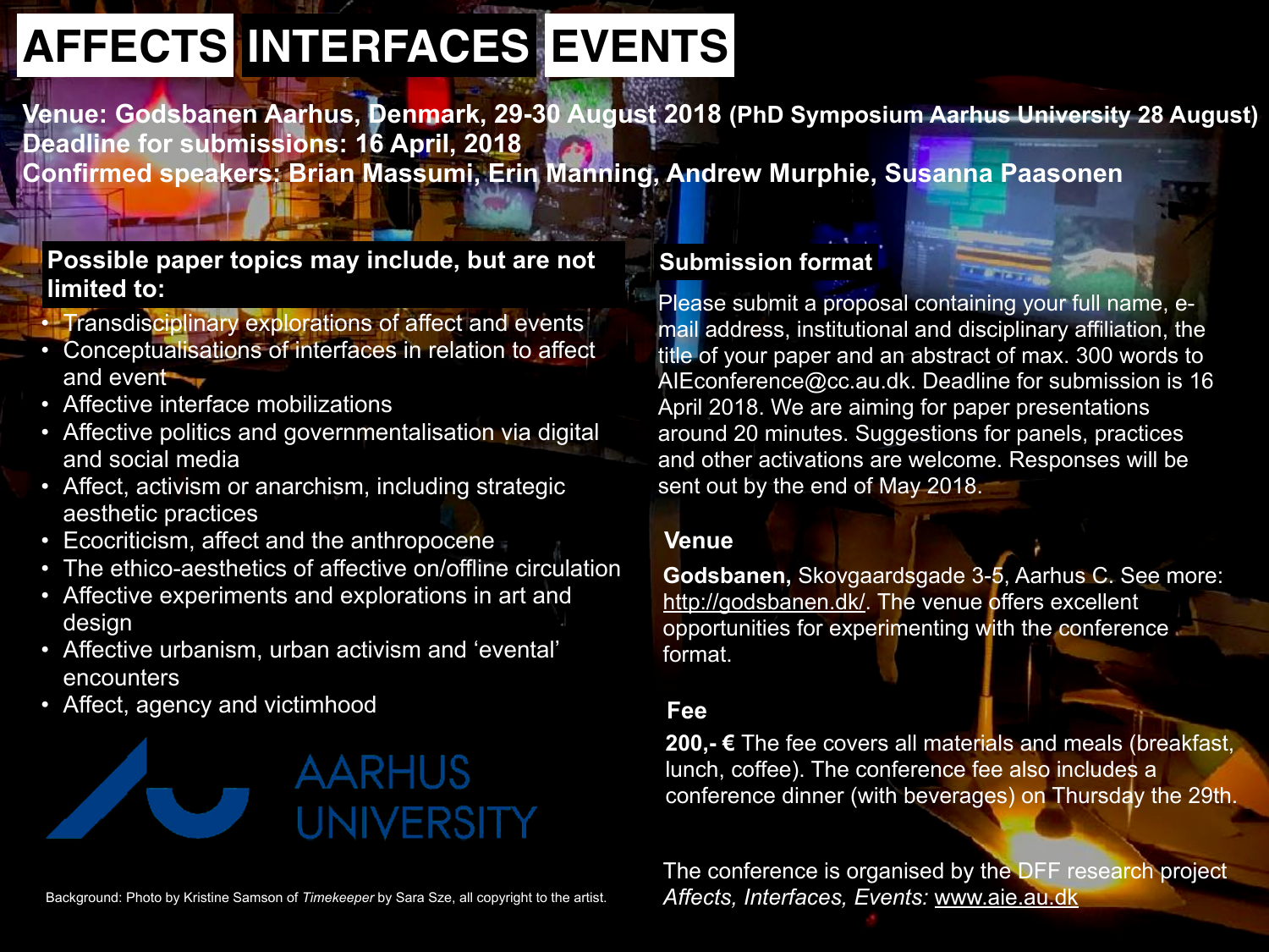# AFFECTS INTERFACES EVENTS

**Venue: Godsbanen Aarhus, Denmark, 29-30 August 2018 (PhD Symposium Aarhus University 28 August)**
**Deadline for submissions: 16 April, 2018**
**Confirmed speakers: Brian Massumi, Erin Manning, Andrew Murphie, Susanna Paasonen**

## Possible paper topics may include, but are not limited to:

- Transdisciplinary explorations of affect and events
- Conceptualisations of interfaces in relation to affect and event
- Affective interface mobilizations
- Affective politics and governmentalisation via digital and social media
- Affect, activism or anarchism, including strategic aesthetic practices
- Ecocriticism, affect and the anthropocene
- The ethico-aesthetics of affective on/offline circulation
- Affective experiments and explorations in art and design
- Affective urbanism, urban activism and 'evental' encounters
- Affect, agency and victimhood

AARHUS UNIVERSITY

Background: Photo by Kristine Samson of *Timekeeper* by Sara Sze, all copyright to the artist.

## Submission format

Please submit a proposal containing your full name, e-mail address, institutional and disciplinary affiliation, the title of your paper and an abstract of max. 300 words to AIEconference@cc.au.dk. Deadline for submission is 16 April 2018. We are aiming for paper presentations around 20 minutes. Suggestions for panels, practices and other activations are welcome. Responses will be sent out by the end of May 2018.

## Venue

**Godsbanen,** Skovgaardsgade 3-5, Aarhus C. See more: http://godsbanen.dk/. The venue offers excellent opportunities for experimenting with the conference format.

## Fee

**200,- €** The fee covers all materials and meals (breakfast, lunch, coffee). The conference fee also includes a conference dinner (with beverages) on Thursday the 29th.

The conference is organised by the DFF research project *Affects, Interfaces, Events:* www.aie.au.dk